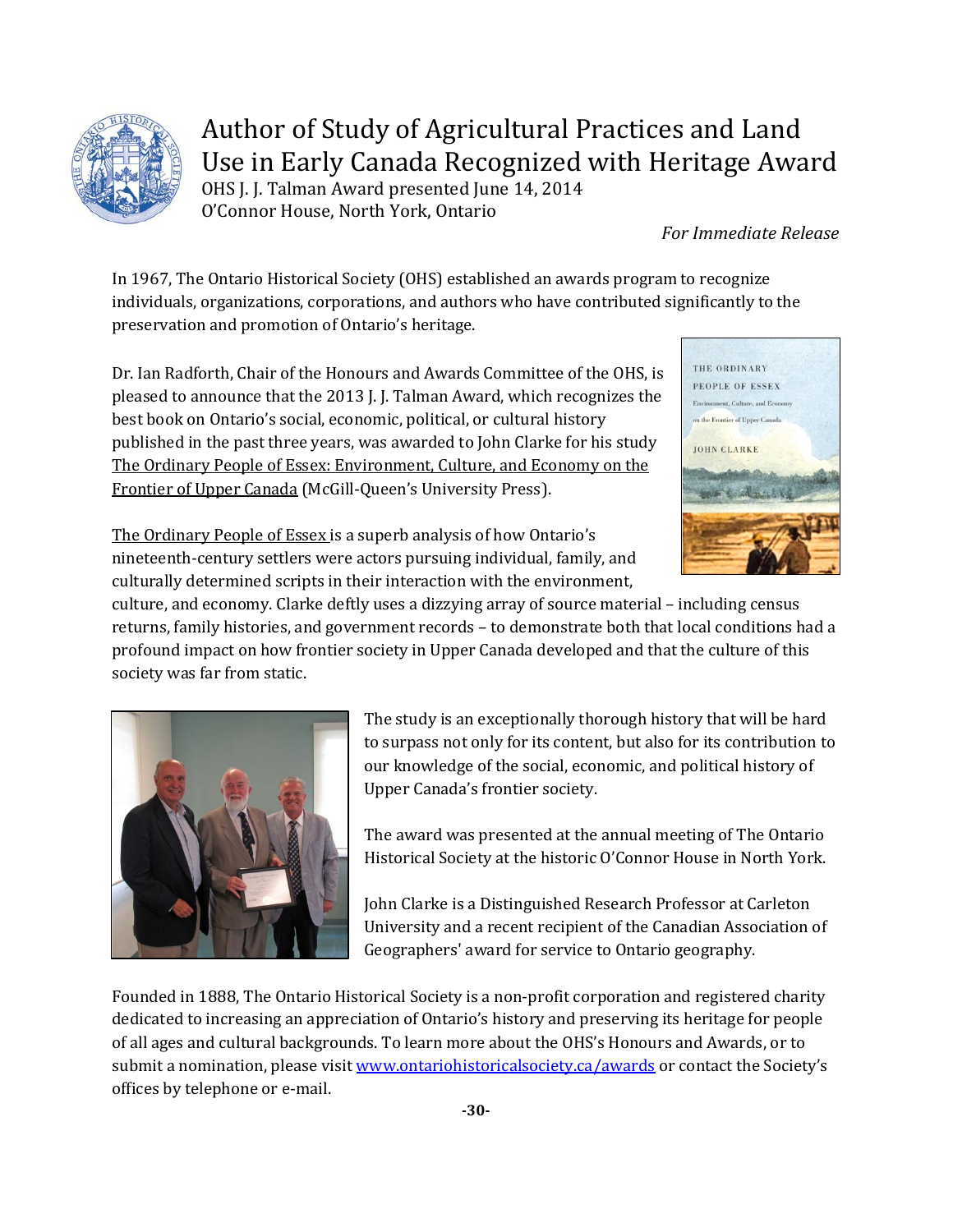# Author of Study of Agricultural Practices and Land Use in Early Canada Recognized with Heritage Award

OHS J. J. Talman Award presented June 14, 2014
O'Connor House, North York, Ontario

*For Immediate Release*

In 1967, The Ontario Historical Society (OHS) established an awards program to recognize individuals, organizations, corporations, and authors who have contributed significantly to the preservation and promotion of Ontario's heritage.

Dr. Ian Radforth, Chair of the Honours and Awards Committee of the OHS, is pleased to announce that the 2013 J. J. Talman Award, which recognizes the best book on Ontario's social, economic, political, or cultural history published in the past three years, was awarded to John Clarke for his study The Ordinary People of Essex: Environment, Culture, and Economy on the Frontier of Upper Canada (McGill-Queen's University Press).

The Ordinary People of Essex is a superb analysis of how Ontario's nineteenth-century settlers were actors pursuing individual, family, and culturally determined scripts in their interaction with the environment, culture, and economy. Clarke deftly uses a dizzying array of source material – including census returns, family histories, and government records – to demonstrate both that local conditions had a profound impact on how frontier society in Upper Canada developed and that the culture of this society was far from static.

The study is an exceptionally thorough history that will be hard to surpass not only for its content, but also for its contribution to our knowledge of the social, economic, and political history of Upper Canada's frontier society.

The award was presented at the annual meeting of The Ontario Historical Society at the historic O'Connor House in North York.

John Clarke is a Distinguished Research Professor at Carleton University and a recent recipient of the Canadian Association of Geographers' award for service to Ontario geography.

Founded in 1888, The Ontario Historical Society is a non-profit corporation and registered charity dedicated to increasing an appreciation of Ontario's history and preserving its heritage for people of all ages and cultural backgrounds. To learn more about the OHS's Honours and Awards, or to submit a nomination, please visit www.ontariohistoricalsociety.ca/awards or contact the Society's offices by telephone or e-mail.

-30-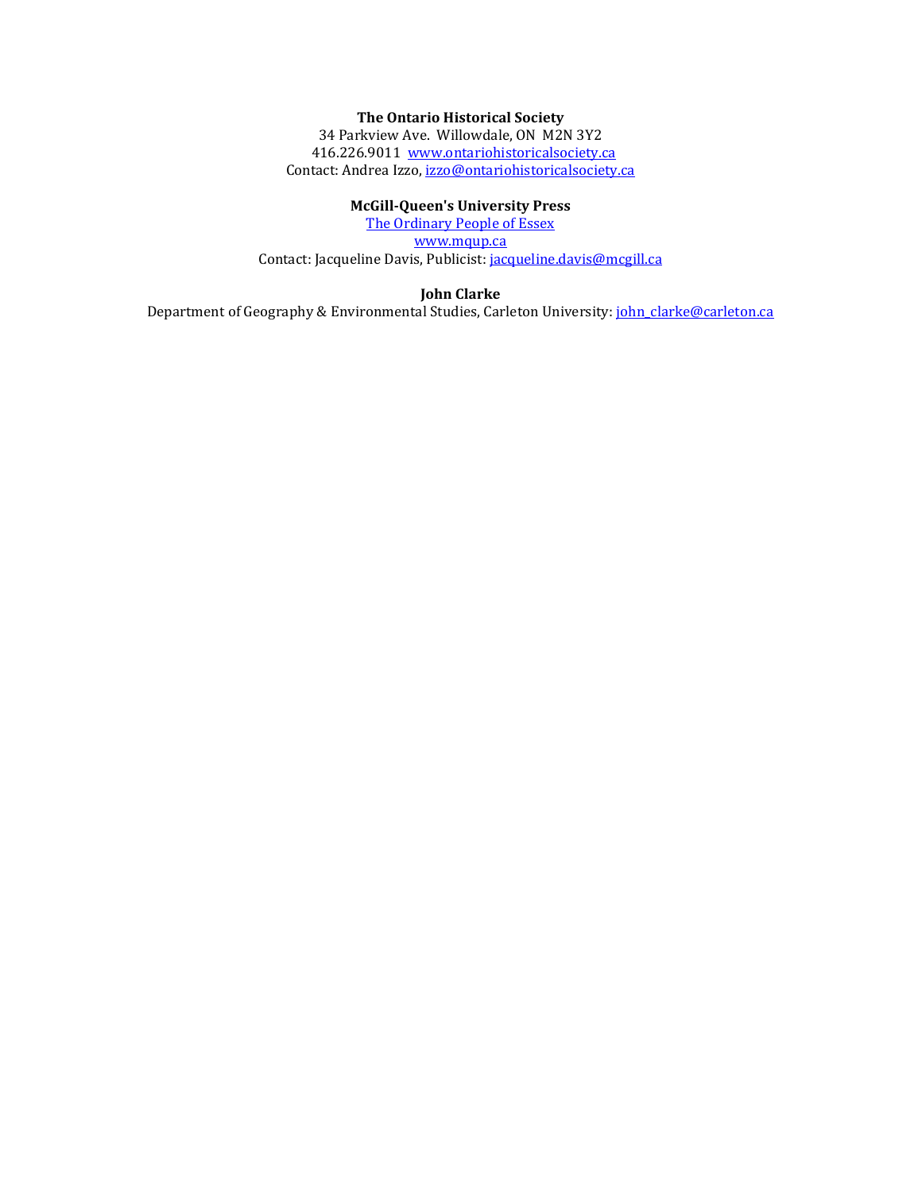**The Ontario Historical Society**
34 Parkview Ave. Willowdale, ON M2N 3Y2
416.226.9011 www.ontariohistoricalsociety.ca
Contact: Andrea Izzo, izzo@ontariohistoricalsociety.ca

**McGill-Queen's University Press**
The Ordinary People of Essex
www.mqup.ca
Contact: Jacqueline Davis, Publicist: jacqueline.davis@mcgill.ca

**John Clarke**
Department of Geography & Environmental Studies, Carleton University: john_clarke@carleton.ca